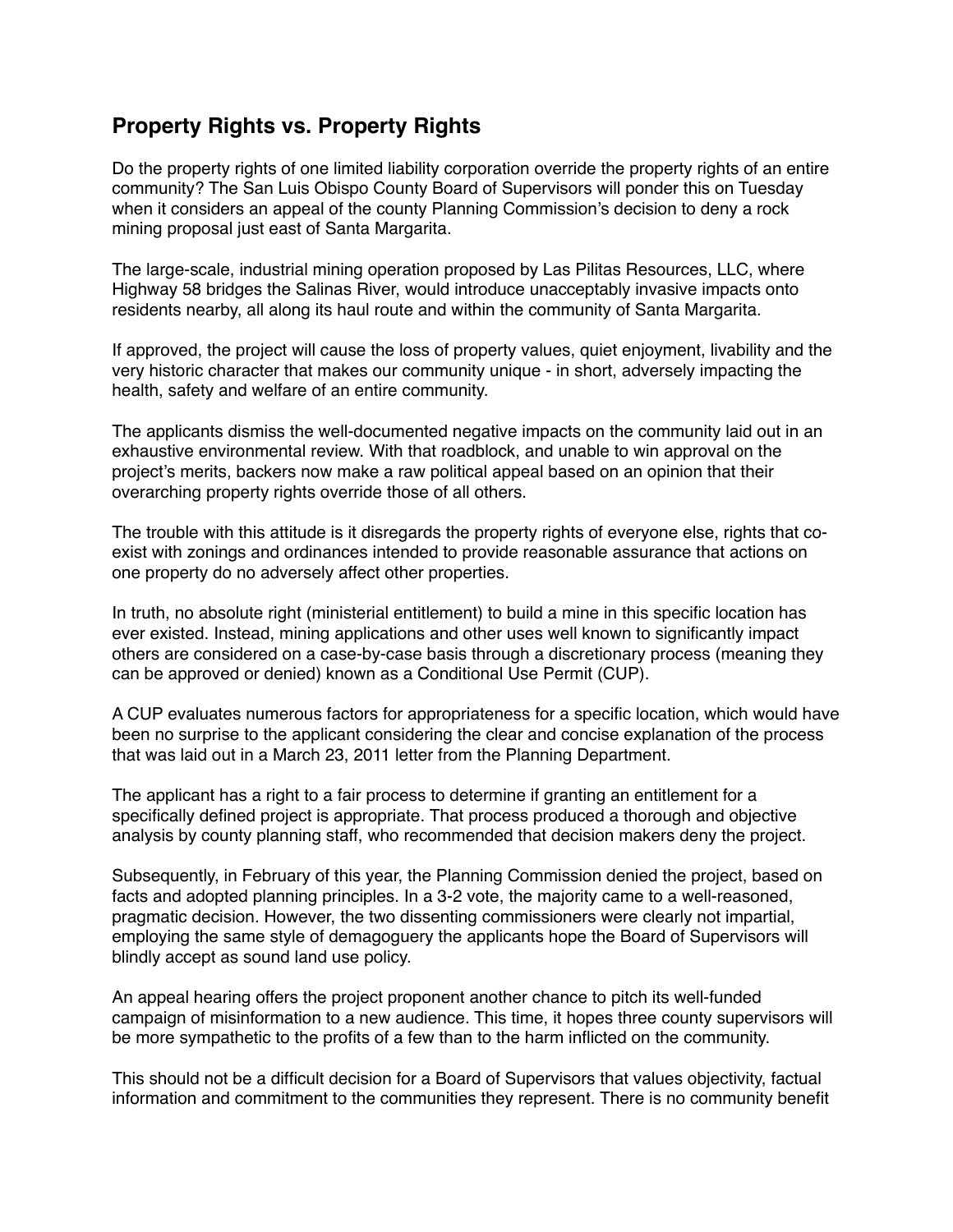## Property Rights vs. Property Rights

Do the property rights of one limited liability corporation override the property rights of an entire community? The San Luis Obispo County Board of Supervisors will ponder this on Tuesday when it considers an appeal of the county Planning Commission's decision to deny a rock mining proposal just east of Santa Margarita.

The large-scale, industrial mining operation proposed by Las Pilitas Resources, LLC, where Highway 58 bridges the Salinas River, would introduce unacceptably invasive impacts onto residents nearby, all along its haul route and within the community of Santa Margarita.

If approved, the project will cause the loss of property values, quiet enjoyment, livability and the very historic character that makes our community unique - in short, adversely impacting the health, safety and welfare of an entire community.

The applicants dismiss the well-documented negative impacts on the community laid out in an exhaustive environmental review. With that roadblock, and unable to win approval on the project's merits, backers now make a raw political appeal based on an opinion that their overarching property rights override those of all others.

The trouble with this attitude is it disregards the property rights of everyone else, rights that co-exist with zonings and ordinances intended to provide reasonable assurance that actions on one property do no adversely affect other properties.

In truth, no absolute right (ministerial entitlement) to build a mine in this specific location has ever existed. Instead, mining applications and other uses well known to significantly impact others are considered on a case-by-case basis through a discretionary process (meaning they can be approved or denied) known as a Conditional Use Permit (CUP).

A CUP evaluates numerous factors for appropriateness for a specific location, which would have been no surprise to the applicant considering the clear and concise explanation of the process that was laid out in a March 23, 2011 letter from the Planning Department.

The applicant has a right to a fair process to determine if granting an entitlement for a specifically defined project is appropriate. That process produced a thorough and objective analysis by county planning staff, who recommended that decision makers deny the project.

Subsequently, in February of this year, the Planning Commission denied the project, based on facts and adopted planning principles. In a 3-2 vote, the majority came to a well-reasoned, pragmatic decision. However, the two dissenting commissioners were clearly not impartial, employing the same style of demagoguery the applicants hope the Board of Supervisors will blindly accept as sound land use policy.

An appeal hearing offers the project proponent another chance to pitch its well-funded campaign of misinformation to a new audience. This time, it hopes three county supervisors will be more sympathetic to the profits of a few than to the harm inflicted on the community.

This should not be a difficult decision for a Board of Supervisors that values objectivity, factual information and commitment to the communities they represent. There is no community benefit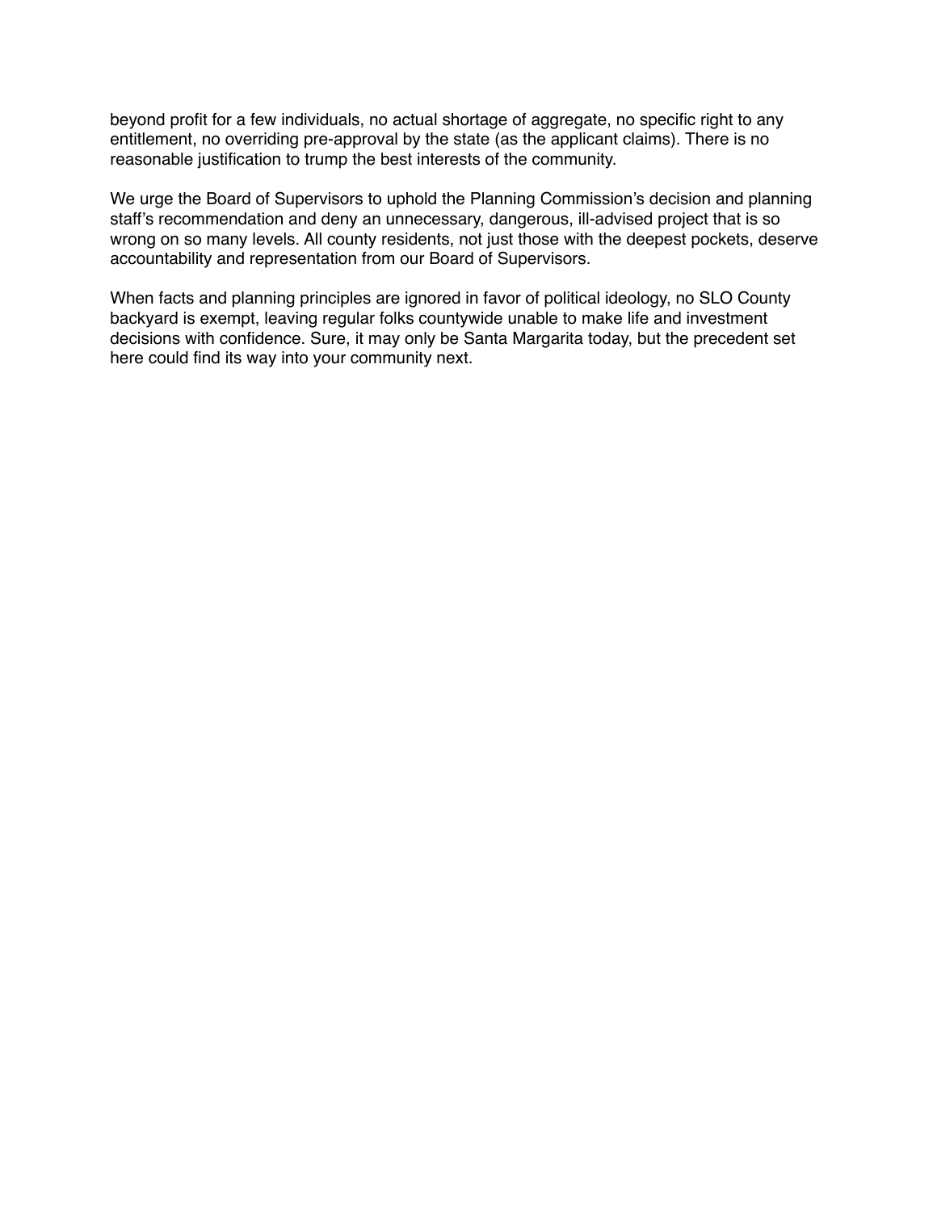beyond profit for a few individuals, no actual shortage of aggregate, no specific right to any entitlement, no overriding pre-approval by the state (as the applicant claims). There is no reasonable justification to trump the best interests of the community.

We urge the Board of Supervisors to uphold the Planning Commission's decision and planning staff's recommendation and deny an unnecessary, dangerous, ill-advised project that is so wrong on so many levels. All county residents, not just those with the deepest pockets, deserve accountability and representation from our Board of Supervisors.

When facts and planning principles are ignored in favor of political ideology, no SLO County backyard is exempt, leaving regular folks countywide unable to make life and investment decisions with confidence. Sure, it may only be Santa Margarita today, but the precedent set here could find its way into your community next.